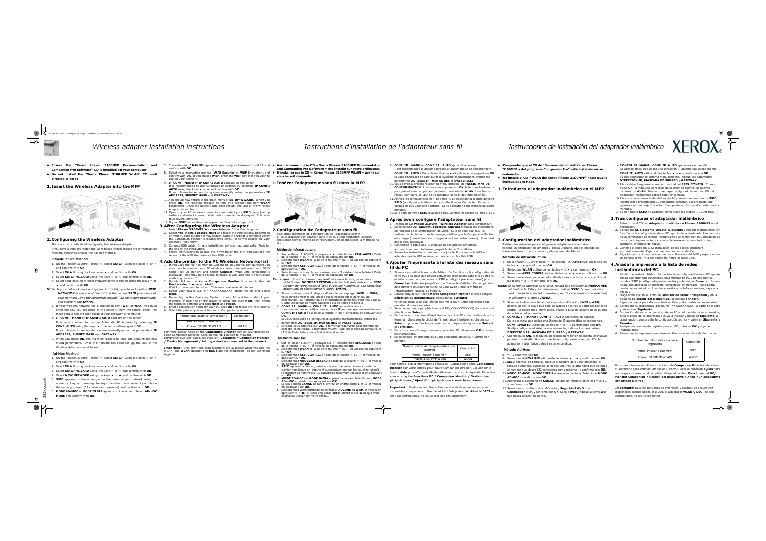# Wireless adapter installation instructions

- **Ensure the "Xerox Phaser 3100MFP Documentation and Companion Pro Software" CD is installed on your computer**
- **Do not install the "Xerox Phaser 3100MFP WLAN" CD until directed to do so.**

## 1. Insert the Wireless Adapter into the MFP

## 2. Configuring the Wireless Adapter

There are two methods of configuring the Wireless Adapter :

If you have a wireless router and want to use it then choose the Infrastructure method, otherwise choose the Ad-Hoc method.

### Infrastructure Method

1. On the Phaser 3100MFP press ▾, select **SETUP** using the keys ▾ or ▴ and confirm with **OK**.
2. Select **WLAN** using the keys ▾ or ▴ and confirm with **OK**.
3. Select **SETUP WIZARD** using the keys ▾ or ▴ and confirm with **OK**.
4. Select your existing wireless network name in the list using the keys ▾ or ▴ and confirm with **OK**.

***Note****: If your network does not appear in the list, you have to select* ***NEW NETWORK*** *at the end of the list and then enter* ***SSID*** *(the name of your network using the numerical keypad, (32 characters maximum) and select mode* ***INFRA****.*

5. If your wireless network has a encryption key (**WEP** or **WPA**) you must enter the key you are using in the network from the control panel. For more details see the user guide of your gateway or computer.
6. **IP CONF.: MANU** or **IP CONF.: AUTO** appears on the screen.
   It is recommended to use an Automatic IP Address by selecting **IP CONF.:AUTO** using the keys ▾ or ▴ and confirming with **OK**.
   If you choose to set up the system manually enter the parameters **IP ADDRESS**, **SUBNET MASK** and **GATEWAY**.
7. When you press **OK**, the machine reboots to take into account the new WLAN parameters. Once the network has been set up, the LED of the Wireless Adapter should be on.

### Ad-Hoc Method

1. On the Phaser 3100MFP press ▾, select **SETUP** using the keys ▾ or ▴ and confirm with **OK**.
2. Select **WLAN** using the keys ▾ or ▴ and confirm with **OK**.
3. Select **SETUP WIZARD** using the keys ▾ or ▴ and confirm with **OK**.
4. Select **NEW NETWORK** using the keys ▾ or ▴ and confirm with **OK**.
5. **SSID** appears on the screen, enter the name of your network using the numerical keypad, pressing the keys one after the other until you obtain the name you want (32 characters maximum) and confirm with **OK**.
6. **MODE AD-HOC** or **MODE INFRA** appears on the screen. Select **AD-HOC MODE** and confirm with **OK**.
7. The sub-menu **CHANNEL** appears, enter a figure between 1 and 11 and confirm with **OK**.
8. Select your encryption method, **W/O Security** or **WEP** Encryption, and confirm with **OK**. If you choose **WEP**, enter the **WEP** key that you wish to use on your network.
9. **IP CONF.: MANU** or **IP CONF.: AUTO** appears on the screen.
   It is recommended to use Automatic IP Address by selecting **IP CONF.: AUTO** using the keys ▾ or ▴ and confirm with **OK**.
   If you choose to set up the system manually enter the parameters **IP ADDRESS**, **SUBNET MASK** and **GATEWAY**.
10. You should now return to the main menu of **SETUP WIZARD**. When you press **OK**, the machine reboots to take into account the new **WLAN** parameters. Once the network has been set up, the LED of the Wireless Adapter should be on.
11. Open up your PC wireless connections and select your **SSID** name (set up earlier) and select connect. Wait until connected is displayed. This may take several minutes.
12. If your **SSID** name does not appear verify Ad-Hoc steps 1-12.

## 3. After Configuring the Wireless Adapter

1. Insert **Phaser 3100MFP Wireless Adapter** CD in the computer.
2. Select **Yes**, **Next**, **I accept**, **Next** and follow the instructions. Depending on your PC configuration it may reboot. Once the reboot is complete verify the Companion Monitor is loaded (two Xerox Icons will appear on your desktop) if not retry.
3. Connect USB cable. Drivers installation will start automatically. Wait for the end of the installation.
4. Follow instructions to update the firmware of the MFP and wait for the reboot of the MFP then remove the USB cable.

## 4. Add the printer to the PC Wireless Networks list

1. If you used the Ad-Hoc method. Depending on your PC configuration you may have to open up your PC wireless connections and select your SSID name (set up earlier) and select **Connect**. Wait until connected is displayed. This may take several minutes. If you used the Infrastructure method go to step 2.
2. Double click on the **Xerox Companion Monitor** icon and in the tab **Device selection**, select **+Add**.
   Wait for the screen to refresh. This may take several minutes
3. Select your device (i.e. MF_XXXXXXXXXXXX) from the list and select **Next**.
4. Depending on the Operating System of your PC and the model of your machine, choose the printer driver to install and click **Next**, then check the technical settings and click **Next** and **Finish**.
5. Enter a registration name for your PC, click **OK** and follow the instructions.
6. Select the printer you want to use on Companion monitor.

| Printer ans scanner driver name | Connection |
|---|---|
| Xerox Phaser 3100 MFP | USB |
| Phaser 3100MFP WLAN | WLAN |

For more details: Click on the **Companion Director** icon on your desktop to open Companion Director. Click on the **Help** button to view the comprehensive user guide, see chapter **PC features / Companion Monitor / Device Management / Adding a device connected to the network**.

**Important** : Only print and scan functions are available when you use the WLAN. The **WLAN** adaptor and **DECT** are not compatible, do not use them together.

# Instructions d'installation de l'adaptateur sans fil

- **Assurez-vous que le CD « Xerox Phaser 3100MFP Documentation and Companion Pro Software » est installé sur votre ordinateur.**
- **N'installez pas le CD « Xerox Phaser 3100MFP WLAN » avant qu'il vous le soit demandé.**

## 1. Insérer l'adaptateur sans fil dans le MFP

## 2. Configuration de l'adaptateur sans fil

Voici deux méthodes de configuration de l'adaptateur sans fil :
Si vous disposez d'un routeur sans fil et que vous souhaitez l'utiliser, choisissez alors la méthode Infrastructure, sinon choisissez la méthode Ad-Hoc.

### Méthode Infrastructure

1. Sur le Phaser 3100MFP, appuyez sur ▾, sélectionnez **REGLAGES** à l'aide de la touche ▾ ou ▴ et validez en appuyant sur **OK**.
2. Sélectionnez **WLAN** à l'aide de la touche ▾ ou ▴ et validez en appuyant sur **OK**.
3. Sélectionnez **ASS. CONFIG.** à l'aide de la touche ▾ ou ▴ et validez en appuyant sur **OK**.
4. Sélectionnez le nom de votre réseau sans fil existant dans la liste à l'aide de la touche ▾ ou ▴ et validez en appuyant sur **OK**.

***Remarque*** *: Si votre réseau n'apparaît pas dans la liste, vous devez sélectionner* ***NOUVEAU RESEAU*** *à la fin de la liste puis entrer* ***SSID*** *(le nom de votre réseau à l'aide du clavier numérique, (32 caractères maximum) et sélectionnez le mode* ***INFRA****.*

5. Si votre réseau sans fil dispose d'une clé de cryptage (**WEP** ou **WPA**), vous devez entrer la clé utilisée sur le réseau sur le panneau de commande. Pour obtenir plus d'informations détaillées, reportez-vous au Guide utilisateur de votre passerelle ou de votre ordinateur.
6. **CONF. IP : MANU** ou **CONF. IP : AUTO** apparaît à l'écran.
   Il est recommandé d'utiliser une adresse IP automatique en sélectionnant **CONF. IP : AUTO** à l'aide de la touche ▾ ou ▴ et validez en appuyant sur **OK**.
   Si vous choisissez de configurer le système manuellement, entrez les paramètres **ADRESSE IP**, **MSK SS RES** et **PASSERELLE**.
7. Lorsque vous appuyez sur **OK**, le terminal redémarre pour prendre en compte les nouveaux paramètres WLAN. Une fois le réseau configuré, la LED de l'adaptateur sans fil doit être allumée.

### Méthode Ad-Hoc

1. Sur le Phaser 3100MFP, appuyez sur ▾, sélectionnez **REGLAGES** à l'aide de la touche ▾ ou ▴ et validez en appuyant sur **OK**.
2. Sélectionnez **WLAN** à l'aide de la touche ▾ ou ▴ et validez en appuyant sur **OK**.
3. Sélectionnez **ASS. CONFIG.** à l'aide de la touche ▾ ou ▴ et validez en appuyant sur **OK**.
4. Sélectionnez **NOUVEAU RESEAU** à l'aide de la touche ▾ ou ▴ et validez en appuyant sur **OK**.
5. **SSID** apparaît à l'écran, saisissez le nom de votre réseau à l'aide du clavier numérique en appuyant successivement sur les touches jusqu'à l'obtention du nom voulu (32 caractères maximum) et validez en appuyant sur **OK**.
6. **MODE AD-HOC** ou **MODE INFRA** apparaît à l'écran. Sélectionnez **MODE AD-HOC** et validez en appuyant sur **OK**.
7. Le sous-menu **CANAL** apparaît, entrez un chiffre entre 1 et 11 et validez en appuyant sur **OK**.
8. Sélectionnez votre méthode de cryptage, **AUCUNE** ou **WEP**, et validez en appuyant sur **OK**. Si vous choisissez **WEP**, entrez la clé **WEP** que vous souhaitez utiliser sur votre réseau.
9. **CONF. IP : MANU** ou **CONF. IP : AUTO** apparaît à l'écran.
   Il est recommandé d'utiliser l'adresse IP automatique en sélectionnant **CONF. IP : AUTO** à l'aide de la clé ▾ ou ▴ et validez en appuyant sur **OK**.
   Si vous choisissez de configurer le système manuellement, entrez les paramètres **ADRESSE IP**, **MSK SS RES** et **PASSERELLE**.
10. Vous devez à présent revenir au menu principal de l'**ASSISTANT DE CONFIGURATION**. Lorsque vous appuyez sur **OK**, le terminal redémarre pour prendre en compte les nouveaux paramètres **WLAN**. Une fois le réseau configuré, la LED de l'adaptateur sans fil doit être allumée.
11. Activez les connexions sans fil de votre PC et sélectionnez le nom de votre **SSID** (configuré précédemment) et sélectionnez Connecter. Patientez jusqu'à ce que Connecté s'affiche. Cette opération peut prendre plusieurs minutes.
12. Si le nom de votre **SSID** n'apparaît pas, vérifiez les étapes Ad-Hoc 1 à 12.

## 3. Après avoir configuré l'adaptateur sans fil

1. Insérez le CD **Phaser 3100MFP Wireless Adapter** dans l'ordinateur.
2. Sélectionnez **Oui**, **Suivant**, **J'accepte**, **Suivant** et suivez les instructions. En fonction de la configuration de votre PC, il se peut que celui-ci redémarre. À l'issue du redémarrage, vérifiez que le Companion Monitor est chargé (deux icônes Xerox apparaîtront sur votre bureau). Si ce n'est pas le cas, réessayez.
3. Connectez le câble USB. L'installation des pilotes démarrera automatiquement. Patientez jusqu'à la fin de l'installation.
4. Suivez les instructions pour mettre à jour le firmware du MFP et attendez que le MFP redémarre, puis retirez le câble USB.

## 4. Ajouter l'imprimante à la liste des réseaux sans fil du PC

1. Si vous avez utilisé la méthode Ad-hoc. En fonction de la configuration de votre PC, il se peut que deviez activer les connexions sans fil de votre PC et sélectionner le nom de votre SSID (configuré précédemment) puis **Connecter**. Patientez jusqu'à ce que Connecté s'affiche. Cette opération peut prendre plusieurs minutes. Si vous avez utilisé la méthode Infrastructure, passez à l'étape 2.
2. Double cliquez sur l'icône **Xerox Companion Monitor** et sous l'onglet **Sélection du périphérique**, sélectionnez **+Ajouter**.
   Patientez jusqu'à ce que l'écran soit mis à jour. Cette opération peut prendre plusieurs minutes.
3. Sélectionnez votre périphérique (soit MF_XXXXXXXXXXXX) dans la liste et sélectionnez **Suivant**.
4. En fonction du système d'exploitation de votre PC et du modèle de votre terminal, choisissez le pilote de l'imprimante à installer et cliquez sur **Suivant**, puis vérifiez les paramètres techniques et cliquez sur **Suivant** et **Terminer**.
5. Entrez un nom d'enregistrement pour votre PC, cliquez sur **OK** et suivez les instructions.
6. Sélectionnez l'imprimante que vous souhaitez utiliser sur Companion monitor.

| Nom du pilote de l'imprimante et du scanner | Connexion |
|---|---|
| Xerox Phaser 3100 MFP | USB |
| Phaser 3100MFP WLAN | WLAN |

Pour obtenir plus d'informations détaillées : Cliquez sur l'icône **Companion Director** sur votre bureau pour ouvrir Companion Director. Cliquez sur le bouton **Aide** pour afficher le Guide utilisateur dans son intégralité. Reportez-vous au chapitre **Fonctions PC / Companion Monitor / Gestion des périphériques / Ajout d'un périphérique connecté au réseau**.

**Important** : Seules les fonctions d'impression et de numérisation sont disponibles lorsque vous utilisez le WLAN. L'adaptateur **WLAN** et le **DECT** ne sont pas compatibles, ne les utilisez pas simultanément.

# Instrucciones de instalación del adaptador inalámbrico

- **Compruebe que el CD de "Documentación del Xerox Phaser 3100MFP y del programa Companion Pro" está instalado en su ordenador.**
- **No instale el CD "WLAN del Xerox Phaser 3100MFP" hasta que le indique que lo haga.**

## 1. Introduzca el adaptador inalámbrico en el MFP

## 2. Configuración del adaptador inalámbrico

Existen dos métodos para configurar el adaptador inalámbrico:
si tiene un enrutador inalámbrico y desea utilizarlo, elija el método de infraestructura, o de lo contrario, elija el método Ad-hoc.

### Método de infraestructura

1. En el Phaser 3100MFP pulse ▾, seleccione **PARAMETROS** utilizando las teclas ▾ o ▴ y confirme con **OK**.
2. Seleccione **WLAN** utilizando las teclas ▾ o ▴ y confirme con **OK**.
3. Seleccione **ASIS. CONFIG.** utilizando las teclas ▾ o ▴ y confirme con **OK**.
4. Seleccione el nombre de su red inalámbrica existente en la lista, utilizando las teclas ▾ o ▴ y confirme con **OK**.

***Nota****: Si su red no aparece en la lista, tendrá que seleccionar* ***NUEVA RED*** *al final de la lista y a continuación, indicar* ***SSID*** *(el nombre de su red utilizando el teclado numérico, de 32 caracteres como máximo) y seleccione el modo* ***INFRA****.*

5. Si su red inalámbrica tiene una clave de codificación (**WEP** o **WPA**), deberá indicar la clave que está utilizando en la red a partir del panel de control. Si desea más información, véase la guía de usuario de la puerta de salida o del ordenador.
6. **CONFIG. IP: MANU** o **CONF. IP: AUTO** aparecerá en pantalla.
   Se le aconseja que utilice una Dirección IP automática seleccionando **CONF. IP:AUTO** utilizando las teclas ▾ o ▴ y confirmando con **OK**.
   Si elige configurar el sistema manualmente, indique los parámetros **DIRECCIÓN IP**, **MÁSCARA DE SUBRED** y **GATEWAY**.
7. Cuando pulse **OK**, la máquina se reinicia para tener en cuenta los nuevos parámetros WLAN. Una vez que haya configurado la red, la LED del adaptador inalámbrico deberá estar encendida.

### Método Ad-Hoc

8. ▾▴ y confirme con **OK**.
9. Seleccione **NUEVA RED** utilizando las teclas ▾ o ▴ y confirme con **OK**.
10. **SSID** aparece en pantalla, indique el nombre de su red utilizando el teclado numérico, pulsando las teclas una tras la otra hasta que obtenga el nombre que desee (32 caracteres como máximo) y confirme con **OK**.
11. **MODO AD-HOC** o **MODO INFRA** aparece en pantalla. Seleccione **MODO AD-HOC** y confirme con **OK**.
12. Aparecerá el submenú de **CANAL**, indique un número entre el 1 y el 11, y confirme con **OK**.
13. Seleccione su método de codificación, **Seguridad W/O** o la **Codificación**WEP, y confirme con **OK**. Si elije **WEP**, indique la clave **WEP** que desea utilizar en su red.
14. **CONFIG. IP: MANU** o **CONF. IP: AUTO** aparecerá en pantalla.
    Le aconsejamos que utilice una Dirección IP automática seleccionando **CONF IP: AUTO** utilizando las teclas ▾ o ▴ y confirme con **OK**.
    Si elije configurar el sistema manualmente, indique los parámetros **DIRECCIÓN IP**, **MÁSCARA DE SUBRED** y **GATEWAY**.
15. Ahora deberá regresar al menú principal de **ASIS. CONFIG.** Cuando pulse **OK**, la máquina se reinicia para tener en cuenta los nuevos parámetros **WLAN**. Una vez que haya configurado la red, la LED del adaptador inalámbrico deberá estar encendida.
16. Abra sus conexiones inalámbricas de PC y seleccione su nombre **SSID** (configurado previamente) y seleccione conectar. Espere hasta que aparezca un mensaje "conectado" en pantalla. Esto podrá tardar varios minutos.
17. Si su nombre **SSID** no aparece, compruebe las etapas 1-12 Ad-Hoc.

## 3. Tras configurar el adaptador inalámbrico

1. Introduzca el CD del **Adaptador inalámbrico Phaser 3100MFP** en el ordenador.
2. Seleccione **Sí**, **Siguiente**, **Acepto**, **Siguiente** y siga las instrucciones. En función de la configuración de su PC, quizás deba reiniciarlo. Una vez que haya completado el reinicio, compruebe que el Monitor de Companion se ha cargado (aparecerán dos iconos de Xerox en su escritorio), de lo contrario, inténtelo de nuevo.
3. Conecte el cable USB. La instalación de los pilotos empezará automáticamente. Espere a que termine la instalación.
4. Siga las instrucciones para actualizar el firmware del MFP y espere a que se reinicie el MFP y a continuación, retire el cable USB.

## 4. Añada la impresora a la lista de redes inalámbricas del PC.

1. Si utilizó el método Ad-hoc. En función de la configuración de su PC, quizás tenga que abrir sus conexiones inalámbricas de PC y seleccionar su nombre SSID (configurado previamente) y seleccionar **Conectar**. Espere hasta que aparezca un mensaje "conectado" en pantalla. Esto podrá tardar varios minutos. Si utilizó el método de Infraestructura, vaya a la etapa 2.
2. Haga doble clic en el icono del **Monitor de Xerox Companion** y en la pestaña **Selección del dispositivo**, seleccione **+Añadir**.
   Espere a que la pantalla se actualice. Esto podrá tardar varios minutos.
3. Seleccione su dispositivo (por Ej. MF_XXXXXXXXXXXX) a partir de la lista y seleccione **Siguiente**.
4. En función del sistema operativo de su PC y del modelo de su ordenador, elija el piloto de la impresora que va a instalar y pulse en **Siguiente**, a continuación, compruebe la configuración técnica y pulse en **Siguiente** y **Terminar**.
5. Indique un nombre de registro para su PC, pulse en **OK** y siga las instrucciones.
6. Seleccione la impresora que desea utilizar en el monitor de Companion.

| Nombre del piloto del escáner e impresora | Conexión |
|---|---|
| Xerox Phaser 3100 MFP | USB |
| Phaser 3100MFP WLAN | WLAN |

Para más información: Pulse en el icono de **Companion Director** ubicado en su escritorio para abrir el Companion Director. Pulse el botón de **Ayuda** para ver la guía de usuario al completo. Véase el capítulo **Funciones del PC/ Monitor Companion / Gestión del dispositivo / Añadir un dispositivo conectado a la red**.

**Importante**: Sólo las funciones de impresión y escáner se encuentran disponibles cuando utiliza el WLAN. El adaptador **WLAN** y **DECT** no son compatibles, no los utilice juntos.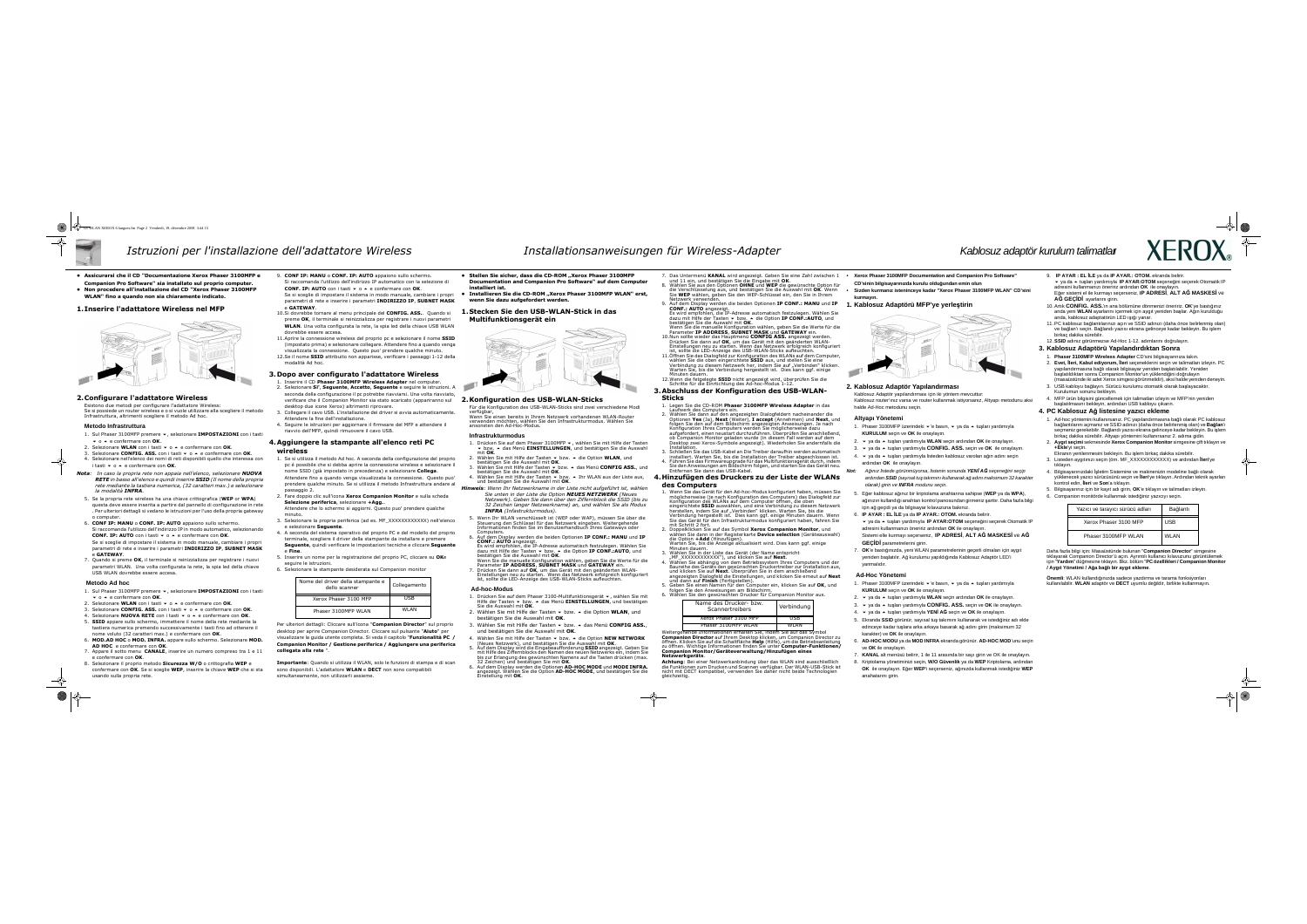# Istruzioni per l'installazione dell'adattatore Wireless

- **Assicurarsi che il CD "Documentazione Xerox Phaser 3100MFP e Companion Pro Software" sia installato sul proprio computer.**
- **Non procedere all'installazione del CD "Xerox Phaser 3100MFP WLAN" fino a quando non sia chiaramente indicato.**

## 1. Inserire l'adattatore Wireless nel MFP

## 2. Configurare l'adattatore Wireless

Esistono due metodi per configurare l'adattatore Wireless:
Se si possiede un router wireless e si vuole utilizzare alla scegliere il metodo Infrastruttura, altrimenti scegliere il metodo Ad hoc.

### Metodo Infrastruttura

1. Sul Phaser 3100MFP premere ▾, selezionare **IMPOSTAZIONI** con i tasti ▾ o ▴ e confermare con **OK**.
2. Selezionare **WLAN** con i tasti ▾ o ▴ e confermare con **OK**.
3. Selezionare **CONFIG. ASS.** con i tasti ▾ o ▴ e confermare con **OK**.
4. Selezionare nell'elenco dei nomi di reti disponibili quello che interessa con i tasti ▾ o ▴ e confermare con **OK**.

**Nota:** *In caso la propria rete non appaia nell'elenco, selezionare **NUOVA RETE** in basso all'elenco e quindi inserire **SSID** (il nome della propria rete mediante la tastiera numerica, (32 caratteri max.) e selezionare la modalità **INFRA**.*

5. Se la propria rete wireless ha una chiave crittografica (**WEP** or **WPA**) questa deve essere inserita a partire dal pannello di configurazione in rete. Per ulteriori dettagli si vedano le istruzioni per l'uso della propria gateway o computer.
6. **CONF IP: MANU** o **CONF. IP: AUTO** appaiono sullo schermo.
   Si raccomanda l'utilizzo dell'indirizzo IP in modo automatico, selezionando **CONF. IP: AUTO** con i tasti ▾ o ▴ e confermare con **OK**.
   Se si sceglie di impostare il sistema in modo manuale, cambiare i propri parametri di rete e inserire i parametri **INDIRIZZO IP**, **SUBNET MASK** e **GATEWAY**.
7. Quando si preme **OK**, il terminale si reinizializza per registrare i nuovi parametri WLAN. Una volta configurata la rete, la spia led della chiave USB WLAN dovrebbe essere accesa.

### Metodo Ad hoc

1. Sul Phaser 3100MFP premere ▾, selezionare **IMPOSTAZIONI** con i tasti ▾ o ▴ e confermare con **OK**.
2. Selezionare **WLAN** con i tasti ▾ o ▴ e confermare con **OK**.
3. Selezionare **CONFIG. ASS.** con i tasti ▾ o ▴ e confermare con **OK**.
4. Selezionare **NUOVA RETE** con i tasti ▾ o ▴ e confermare con **OK**.
5. **SSID** appare sullo schermo, immettere il nome della rete mediante la tastiera numerica premendo successivamente i tasti fino ad ottenere il nome voluto (32 caratteri max.) e confermare con **OK**.
6. **MOD.AD HOC** o **MOD. INFRA.** appare sullo schermo. Selezionare **MOD. AD HOC** e confermare con **OK**.
7. Appare il sotto menu **CANALE**, inserire un numero compreso tra 1 e 11 e confermare con **OK**.
8. Selezionare il proprio metodo **Sicurezza W/O** o crittografia **WEP** e confermare con **OK**. Se si sceglie **WEP**, inserire la chiave **WEP** che si sta usando sulla propria rete.
9. **CONF IP: MANU** o **CONF. IP: AUTO** appaiono sullo schermo.
   Si raccomanda l'utilizzo dell'indirizzo IP automatico con la selezione di **CONF. IP: AUTO** con i tasti ▾ o ▴ e confermare con **OK**.
   Se si sceglie di impostare il sistema in modo manuale, cambiare i propri parametri di rete e inserire i parametri **INDIRIZZO IP**, **SUBNET MASK** e **GATEWAY**.
10. Si dovrebbe tornare al menu principale del **CONFIG. ASS.**. Quando si preme **OK**, il terminale si reinizializza per registrare i nuovi parametri **WLAN**. Una volta configurata la rete, la spia led della chiave USB WLAN dovrebbe essere accesa.
11. Aprire la connessione wireless del proprio pc e selezionare il nome **SSID** (impostato prima) e selezionare collegare. Attendere fino a quando venga visualizzata la connessione. Questo puo' prendere qualche minuto.
12. Se il nome **SSID** attribuito non apparisse, verificare i passaggi 1-12 della modalità Ad hoc.

## 3. Dopo aver configurato l'adattatore Wireless

1. Inserire il CD **Phaser 3100MFP Wireless Adaptor** nel computer.
2. Selezionare **Si'**, **Seguente**, **Accetto**, **Seguente** e seguire le istruzioni. A seconda della configurazione il pc potrebbe riavviarsi. Una volta riavviato, verificare che il Companion Monitor sia stato accettato (appariranno sul desktop due icone Xerox) altrimenti riprovare.
3. Collegare il cavo USB. L'installazione dei driver si avvia automaticamente. Attendere la fine dell'installazione.
4. Seguire le istruzioni per aggiornare il firmware del MFP e attendere il riavvio dell'MFP, quindi rimuovere il cavo USB.

## 4. Aggiungere la stampante all'elenco reti PC wireless

1. Se si utilizza il metodo Ad hoc. A seconda della configurazione del proprio pc è possibile che si debba aprire la connessione wireless e selezionare il nome SSID (già impostato in precedenza) e selezionare **Collega**. Attendere fino a quando venga visualizzata la connessione. Questo puo' prendere qualche minuto. Se si utilizza il metodo Infrastruttura andare al passaggio 2.
2. Fare doppio clic sull'icona **Xerox Companion Monitor** e sulla scheda **Selezione periferica**, selezionare **+Agg.**.
   Attendere che lo schermo si aggiorni. Questo puo' prendere qualche minuto.
3. Selezionare la propria periferica (ad es. MF_XXXXXXXXXXXX) nell'elenco e selezionare **Seguente**.
4. A seconda del sistema operativo del proprio PC e del modello del proprio terminale, scegliere il driver della stampante da installare e premere **Seguente**, quindi verificare le impostazioni tecniche e cliccare **Seguente** e **Fine**.
5. Inserire un nome per la registrazione del proprio PC, cliccare su **OK** e seguire le istruzioni.
6. Selezionare la stampante desiderata sul Companion monitor

| Nome del driver della stampante e dello scanner | Collegamento |
|---|---|
| Xerox Phaser 3100 MFP | USB |
| Phaser 3100MFP WLAN | WLAN |

Per ulteriori dettagli: Cliccare sull'icona "**Companion Director**" sul proprio desktop per aprire Companion Director. Cliccare sul pulsante "**Aiuto**" per visualizzare la guida utente completa. Si veda il capitolo "**Funzionalità PC / Companion Monitor / Gestione periferica / Aggiungere una periferica collegata alla rete** ".

**Importante**: Quando si utilizza il WLAN, solo le funzioni di stampa e di scan sono disponibili. L'adattatore **WLAN** e **DECT** non sono compatibili simultaneamente, non utilizzarli assieme.

# Installationsanweisungen für Wireless-Adapter

- **Stellen Sie sicher, dass die CD-ROM „Xerox Phaser 3100MFP Documentation and Companion Pro Software" auf dem Computer installiert ist.**
- **Installieren Sie die CD-ROM „Xerox Phaser 3100MFP WLAN" erst, wenn Sie dazu aufgefordert werden.**

## 1. Stecken Sie den USB-WLAN-Stick in das Multifunktionsgerät ein

## 2. Konfiguration des USB-WLAN-Sticks

Für die Konfiguration des USB-WLAN-Sticks sind zwei verschiedene Modi verfügbar.
Wenn Sie einen bereits in Ihrem Netzwerk vorhandenen WLAN-Router verwenden möchten, wählen Sie den Infrastrukturmodus. Wählen Sie ansonsten den Ad-hoc-Modus.

### Infrastrukturmodus

1. Drücken Sie auf dem Phaser 3100MFP ▾, wählen Sie mit Hilfe der Tasten ▾ bzw. ▴ das Menü **EINSTELLUNGEN**, und bestätigen Sie die Auswahl mit **OK**.
2. Wählen Sie mit Hilfe der Tasten ▾ bzw. ▴ die Option **WLAN**, und bestätigen Sie die Auswahl mit **OK**.
3. Wählen Sie mit Hilfe der Tasten ▾ bzw. ▴ das Menü **CONFIG ASS.**, und bestätigen Sie die Auswahl mit **OK**.
4. Wählen Sie mit Hilfe der Tasten ▾ bzw. ▴ Ihr WLAN aus der Liste aus, und bestätigen Sie die Auswahl mit **OK**.

**Hinweis**: *Wenn Ihr Netzwerkname in der Liste nicht aufgeführt ist, wählen Sie unten in der Liste die Option **NEUES NETZWERK** (Neues Netzwerk). Geben Sie dann über den Ziffernblock die SSID (bis zu 32 Zeichen langer Netzwerkname) an, und wählen Sie als Modus **INFRA** (Infrastrukturmodus).*

5. Wenn Ihr WLAN verschlüsselt ist (WEP oder WAP), müssen Sie über die Steuerung den Schlüssel für das Netzwerk eingeben. Weitergehende Informationen finden Sie im Benutzerhandbuch Ihres Gateways oder Computers.
6. Auf dem Display werden die beiden Optionen **IP CONF.: MANU** und **IP CONF.: AUTO** angezeigt.
   Es wird empfohlen, die IP-Adresse automatisch festzulegen. Wählen Sie dazu mit Hilfe der Tasten ▾ bzw. ▴ die Option **IP CONF.:AUTO**, und bestätigen Sie die Auswahl mit **OK**.
   Wenn Sie die manuelle Konfiguration wählen, geben Sie die Werte für die Parameter **IP ADDRESS**, **SUBNET MASK** und **GATEWAY** ein.
7. Drücken Sie dann auf **OK**, um das Gerät mit den geänderten WLAN-Einstellungen neu zu starten. Wenn das Netzwerk erfolgreich konfiguriert ist, sollte die LED-Anzeige des USB-WLAN-Sticks aufleuchten.

### Ad-hoc-Modus

1. Drücken Sie auf dem Phaser 3100-Multifunktionsgerät ▾, wählen Sie mit Hilfe der Tasten ▾ bzw. ▴ das Menü **EINSTELLUNGEN**, und bestätigen Sie die Auswahl mit **OK**.
2. Wählen Sie mit Hilfe der Tasten ▾ bzw. ▴ die Option **WLAN**, und bestätigen Sie die Auswahl mit **OK**.
3. Wählen Sie mit Hilfe der Tasten ▾ bzw. ▴ das Menü **CONFIG ASS.**, und bestätigen Sie die Auswahl mit **OK**.
4. Wählen Sie mit Hilfe der Tasten ▾ bzw. ▴ die Option **NEW NETWORK** (Neues Netzwerk), und bestätigen Sie die Auswahl mit **OK**.
5. Auf dem Display wird die Eingabeaufforderung **SSID** angezeigt. Geben Sie mit Hilfe des Ziffernblocks den Namen des neuen Netzwerks ein, indem Sie bis zur Erlangung des gewünschten Namens auf die Tasten drücken (max. 32 Zeichen) und bestätigen Sie mit **OK**.
6. Auf dem Display werden die Optionen **AD-HOC MODE** und **MODE INFRA.** angezeigt. Wählen Sie die Option **AD-HOC MODE** und bestätigen Sie die Einstellung mit **OK**.
7. Das Untermenü **KANAL** wird angezeigt. Geben Sie eine Zahl zwischen 1 und 11 ein, und bestätigen Sie die Eingabe mit **OK**.
8. Wählen Sie aus den Optionen **OHNE** und **WEP** die gewünschte Option für die Verschlüsselung aus, und bestätigen Sie die Auswahl mit **OK**. Wenn Sie **WEP** wählen, geben Sie den WEP-Schlüssel ein, den Sie in Ihrem Netzwerk verwenden.
9. Auf dem Display werden die beiden Optionen **IP CONF.: MANU** und **IP CONF.: AUTO** angezeigt.
   Es wird empfohlen, die IP-Adresse automatisch festzulegen. Wählen Sie dazu mit Hilfe der Tasten ▾ bzw. ▴ die Option **IP CONF.:AUTO**, und bestätigen Sie die Auswahl mit **OK**.
   Wenn Sie die manuelle Konfiguration wählen, geben Sie die Werte für die Parameter **IP ADDRESS**, **SUBNET MASK** und **GATEWAY** ein.
10. Nun sollte wieder das Hauptmenü **CONFIG ASS.** angezeigt werden. Drücken Sie dann auf **OK**, um das Gerät mit den geänderten WLAN-Einstellungen neu zu starten. Wenn das Netzwerk erfolgreich konfiguriert ist, sollte die LED-Anzeige des USB-WLAN-Sticks aufleuchten.
11. Öffnen Sie das Dialogfeld zur Konfiguration des WLANs auf dem Computer, wählen Sie die oben eingerichtete **SSID** aus, und stellen Sie eine Verbindung zu diesem Netzwerk her, indem Sie auf „Verbinden" klicken. Warten Sie, bis die Verbindung hergestellt ist. Dies kann ggf. einige Minuten dauern.
12. Wenn die festgelegte **SSID** nicht angezeigt wird, überprüfen Sie die Schritte für die Einrichtung des Ad-hoc-Modus 1–12.

## 3. Abschluss der Konfiguration des USB-WLAN-Sticks

1. Legen Sie die CD-ROM **Phaser 3100MFP Wireless Adapter** in das Laufwerk des Computers ein.
2. Wählen Sie dann auf den angezeigten Dialogfeldern nacheinander die Optionen **Yes** (Ja), **Next** (Weiter), **I accept** (Annehmen) und **Next**, und folgen Sie den auf dem Bildschirm angezeigten Anweisungen. Je nach Konfiguration Ihres Computers werden Sie möglicherweise dazu aufgefordert, einen Neustart durchzuführen. Überprüfen Sie anschließend, ob Companion Monitor geladen wurde (in diesem Fall werden auf dem Desktop zwei Xerox-Symbole angezeigt). Wiederholen Sie andernfalls die Installation.
3. Schließen Sie das USB-Kabel an Die Treiber daraufhin werden automatisch installiert. Warten Sie, bis die Installation der Treiber abgeschlossen ist.
4. Führen Sie das Firmwareupgrade für das Multifunktionsgerät durch, indem Sie den Anweisungen am Bildschirm folgen, und starten Sie das Gerät neu. Entfernen Sie dann das USB-Kabel.

## 4. Hinzufügen des Druckers zu der Liste der WLANs des Computers

1. Wenn Sie das Gerät für den Ad-hoc-Modus konfiguriert haben, müssen Sie möglicherweise (je nach Konfiguration des Computers) das Dialogfeld zur Konfiguration des WLANs auf dem Computer öffnen, die oben eingerichtete **SSID** auswählen, und eine Verbindung zu diesem Netzwerk herstellen, indem Sie auf „Verbinden" klicken. Warten Sie, bis die Verbindung hergestellt ist. Dies kann ggf. einige Minuten dauern.
   Sie der Gerät für den Infrastrukturmodus konfiguriert haben, fahren Sie mit Schritt 2 fort.
2. Doppelklicken Sie auf das Symbol **Xerox Companion Monitor**, und wählen Sie dann in der Registerkarte **Device selection** (Geräteauswahl) die Option **+Add** (Hinzufügen).
   Warten Sie, bis die Anzeige aktualisiert wird. Dies kann ggf. einige Minuten dauern.
3. Wählen Sie in der Liste das Gerät (der Name entspricht „MF_XXXXXXXXXXXX"), und klicken Sie auf **Next**.
4. Wählen Sie abhängig von dem Betriebssystem Ihres Computers und der Baureihe des Geräts den gewünschten Druckertreiber zur Installation aus, und klicken Sie auf **Next**. Überprüfen Sie in dem anschließend angezeigten Dialogfeld die Einstellungen, und klicken Sie erneut auf **Next** und dann auf **Finish** (Fertigstellen).
5. Geben Sie einen Namen für den Computer ein, klicken Sie auf **OK**, und folgen Sie den Anweisungen am Bildschirm.
6. Wählen Sie den gewünschten Drucker für Companion Monitor aus.

| Name des Drucker- bzw. Scannertreibers | Verbindung |
|---|---|
| Xerox Phaser 3100 MFP | USB |
| Phaser 3100MFP WLAN | WLAN |

Weitergehende Informationen erhalten Sie, indem Sie auf das Symbol **Companion Director** auf Ihrem Desktop klicken, um Companion Director zu öffnen. Klicken Sie auf die Schaltfläche **Help** (Hilfe), um die Betriebsanleitung zu öffnen. Wichtige Informationen finden Sie unter **Computer-Funktionen/ Companion Monitor/Geräteverwaltung/Hinzufügen eines Netzwerkgeräts**.

**Achtung**: Bei einer Netzwerkanbindung über das WLAN sind ausschließlich die Funktionen zum Drucken und Scannen verfügbar. Der WLAN-USB-Stick ist nicht mit DECT kompatibel, verwenden Sie daher nicht beide Technologien gleichzeitig.

# Kablosuz adaptör kurulum talimatları

- **Xerox Phaser 3100MFP Documentation and Companion Pro Software" CD'sinin bilgisayarınızda kurulu olduğundan emin olun**
- **Sizden kurmanız istenineceye kadar "Xerox Phaser 3100MFP WLAN" CD'sini kurmayın.**

## 1. Kablosuz Adaptörü MFP'ye yerleştirin

## 2. Kablosuz Adaptör Yapılandırması

Kablosuz Adaptör yapılandırması için iki yöntem mevcuttur:
Kablosuz router'ınız varsa ve router kullanmak istiyorsanız, Altyapı metodunu aksi halde Ad-Hoc metodunu seçin.

### Altyapı Yönetemi

1. Phaser 3100MFP üzerindeki ▾'e basın, ▾ ya da ▴ tuşları yardımıyla **KURULUM** seçin ve **OK** ile onaylayın.
2. ▾ ya da ▴ tuşları yardımıyla **WLAN** seçin ardından **OK** ile onaylayın.
3. ▾ ya da ▴ tuşları yardımıyla **CONFIG. ASS.** seçin ve **OK** ile onaylayın.
4. ▾ ya da ▴ tuşları yardımıyla listeden kablosuz ağınızın adını seçin ardından **OK** ile onaylayın.

**Not:** *Ağınız listede görünmüyorsa, listenin sonunda **YENİ AĞ** seçeneğini seçip ardından **SSID** (sayısal tuş takımını kullanarak ağ adını maksimum 32 karakter olarak) girin ve **INFRA** modunu seçin.*

5. Eğer kablosuz ağınız bir kriptolama anahtarına sahipse (**WEP** ya da **WPA**), ağınızın kullandığı anahtarı kontrol panosundan girmeniz gerekir. Daha fazla bilgi için ağ geçidi ya da bilgisayar kılavuzuna bakınız.
6. **IP AYAR : EL İLE** ya da **IP AYAR.: OTOM.** ekranda belirir.
   ▾ ya da ▴ tuşları yardımıyla **IP AYAR:OTOM** seçeneğini seçerek Otomatik IP adresini kullanmanızı öneririz ardından **OK** ile onaylayın.
   Sistemi elle kurmayı seçerseniz, **IP ADRESİ, ALT AĞ MASKESİ** ve **AĞ GEÇİDİ** parametrelerini girin.
7. **OK**'e bastığınızda, yeni WLAN parametrelerinin geçerli olmaları için aygıt yeniden başlatılır. Ağ kurulumu yapıldığında Kablosuz Adaptör LED'i yanmalıdır.

### Ad-Hoc Yönetemi

1. Phaser 3100MFP üzerindeki ▾'e basın, ▾ ya da ▴ tuşları yardımıyla **KURULUM** seçin ve **OK** ile onaylayın.
2. ▾ ya da ▴ tuşları yardımıyla **WLAN** seçin ardından **OK** ile onaylayın.
3. ▾ ya da ▴ tuşları yardımıyla **CONFIG. ASS.** seçin ve **OK** ile onaylayın.
4. ▾ ya da ▴ tuşları yardımıyla **YENİ AĞ** seçin ve **OK** ile onaylayın.
5. Ekranda **SSID** görünür, sayısal tuş takımını kullanarak ve istediğiniz adı elde edinceye kadar tuşlara arka arkaya basarak ağ adını girin (maksimum 32 karakter) ve **OK** ile onaylayın.
6. **AD-HOC MODU** ya da **MOD INFRA** ekranda görünür. **AD-HOC MOD**'unu seçin ve **OK** ile onaylayın.
7. **KANAL** alt menüsü belirir, 1 ile 11 arasında bir sayı girin ve **OK** ile onaylayın.
8. Kriptolama yönetiminizi seçin, **W/O Güvenlik** ya da **WEP** Kriptolama, ardından **OK** ile onaylayın. Eğer **WEP**'i seçerseniz, ağınızda kullanmak istediğiniz **WEP** anahtarını girin.
9. **IP AYAR : EL İLE** ya da **IP AYAR.: OTOM.** ekranda belirir.
   ▾ ya da ▴ tuşları yardımıyla **IP AYAR:OTOM** seçeneğini seçerek Otomatik IP adresini kullanmanızı öneririz ardından **OK** ile onaylayın.
   Eğer sistemi el ile kurmayı seçerseniz, **IP ADRESİ**, **ALT AĞ MASKESİ** ve **AĞ GEÇİDİ** ayarlarını girin.
10. Artık **CONFIG. ASS.**'ın ana bölümüne dönmeniz önerilir. **OK**'ye bastığınız anda yeni **WLAN** ayarlarını işlemek için aygıt yeniden başlar. Ağın kurulduğu anda, kablosuz adaptatörün LED ışığı yanar.
11. PC kablosuz bağlantınızı açın ve SSID adınızı (daha önce belirlenmiş olan) ve bağlan'ı seçin. Bağlandı yazısı ekrana gelinceye kadar bekleyin. Bu işlem birkaç dakika sürebilir.
12. **SSID** adınız görünmezse Ad-Hoc 1-12. adımlarını doğrulayın.

## 3. Kablosuz Adaptörü Yapılandırdıktan Sonra

1. **Phaser 3100MFP Wireless Adapter** CD'sini bilgisayarınıza takın.
2. **Evet, İleri, Kabul ediyorum, İleri** seçeneklerini seçin ve talimatları izleyin. PC yapılandırmasına bağlı olarak bilgisayar yeniden başlatılabilir. Yeniden başlatıldıktan sonra Companion Monitor'un yüklendiğini doğrulayın (masaüstünde iki adet Xerox simgesi görünmelidir), aksi halde yeniden deneyin.
3. USB kablosu bağlayın. Sürücü kurulumu otomatik olarak başlayacaktır. Kurulumun sonunu bekleyin.
4. MFP için bilgisini güncellemek için talimatları izleyin ve MFP'nin yeniden başlatılmasını bekleyin, ardından USB kabloyu çıkarın.

## 4. PC Kablosuz Ağ listesine yazıcı ekleme

1. Ad-hoc yöntemini kullanıyorsanız. PC yapılandırmasına bağlı olarak PC kablosuz bağlantısını açmanız ve SSID adınızı (daha önce belirlenmiş olan) ve **Bağlan**'ı seçmeniz gerekebilir. Bağlandı yazısı ekrana gelinceye kadar bekleyin. Bu işlem birkaç dakika sürebilir. Altyapı yöntemini kullanırsanız 2. adıma gidin.
2. **Aygıt seçimi** sekmesinde **Xerox Companion Monitor** simgesine çift tıklayın ve **+Ekle**'yi seçin.
   Ekranın yenilenmesini bekleyin. Bu işlem birkaç dakika sürebilir.
3. Listeden aygıtınızı seçin (örn. MF_XXXXXXXXXXXX) ve ardından **İleri**'ye tıklayın.
4. Bilgisayarınızdaki İşletim Sistemine ve makinenizin modeline bağlı olarak yüklenecek yazıcı sürücüsünü seçin ve **İleri**'ye tıklayın. Ardından teknik ayarları kontrol edin, **İleri** ve **Son**'a tıklayın.
5. Bilgisayarınız için bir kayıt adı girin, **OK**'e tıklayın ve talimatları izleyin.
6. Companion monitörde kullanmak istediğiniz yazıcıyı seçin.

| Yazıcı ve tarayıcı sürücü adları | Bağlantı |
|---|---|
| Xerox Phaser 3100 MFP | USB |
| Phaser 3100MFP WLAN | WLAN |

Daha fazla bilgi için: Masaüstünde bulunan "**Companion Director**" simgesine tıklayarak Companion Director'ü açın. Ayrıntılı kullanıcı kılavuzunu görüntülemek için "**Yardım**" düğmesine tıklayın. Bkz. bölüm "**PC özellikleri / Companion Monitor / Aygıt Yönetimi / Ağa bağlı bir aygıt ekleme**".

**Önemli**: WLAN kullandığınızda sadece yazdırma ve tarama fonksiyonları kullanılabilir. **WLAN** adaptör ve **DECT** uyumlu değildir, birlikte kullanmayın.